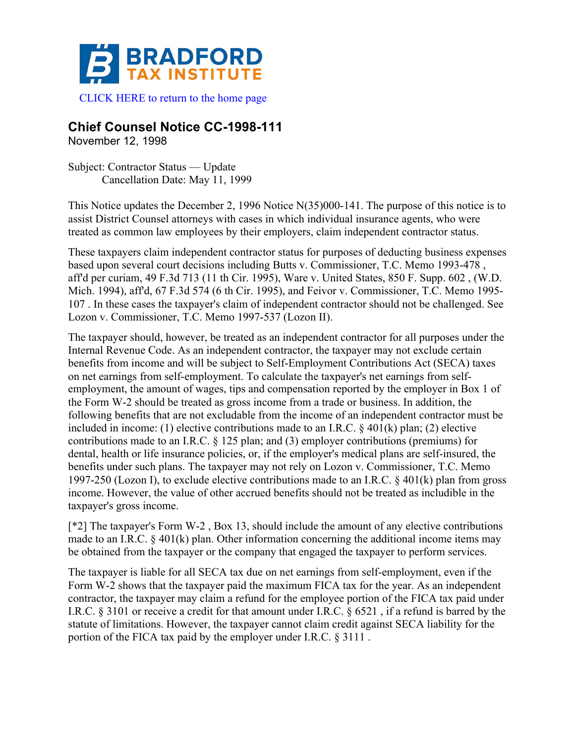BRADFORD TAX INSTITUTE

CLICK HERE to return to the home page

## Chief Counsel Notice CC-1998-111

November 12, 1998

Subject: Contractor Status — Update
Cancellation Date: May 11, 1999

This Notice updates the December 2, 1996 Notice N(35)000-141. The purpose of this notice is to assist District Counsel attorneys with cases in which individual insurance agents, who were treated as common law employees by their employers, claim independent contractor status.

These taxpayers claim independent contractor status for purposes of deducting business expenses based upon several court decisions including Butts v. Commissioner, T.C. Memo 1993-478 , aff'd per curiam, 49 F.3d 713 (11 th Cir. 1995), Ware v. United States, 850 F. Supp. 602 , (W.D. Mich. 1994), aff'd, 67 F.3d 574 (6 th Cir. 1995), and Feivor v. Commissioner, T.C. Memo 1995-107 . In these cases the taxpayer's claim of independent contractor should not be challenged. See Lozon v. Commissioner, T.C. Memo 1997-537 (Lozon II).

The taxpayer should, however, be treated as an independent contractor for all purposes under the Internal Revenue Code. As an independent contractor, the taxpayer may not exclude certain benefits from income and will be subject to Self-Employment Contributions Act (SECA) taxes on net earnings from self-employment. To calculate the taxpayer's net earnings from self-employment, the amount of wages, tips and compensation reported by the employer in Box 1 of the Form W-2 should be treated as gross income from a trade or business. In addition, the following benefits that are not excludable from the income of an independent contractor must be included in income: (1) elective contributions made to an I.R.C. § 401(k) plan; (2) elective contributions made to an I.R.C. § 125 plan; and (3) employer contributions (premiums) for dental, health or life insurance policies, or, if the employer's medical plans are self-insured, the benefits under such plans. The taxpayer may not rely on Lozon v. Commissioner, T.C. Memo 1997-250 (Lozon I), to exclude elective contributions made to an I.R.C. § 401(k) plan from gross income. However, the value of other accrued benefits should not be treated as includible in the taxpayer's gross income.

[*2] The taxpayer's Form W-2 , Box 13, should include the amount of any elective contributions made to an I.R.C. § 401(k) plan. Other information concerning the additional income items may be obtained from the taxpayer or the company that engaged the taxpayer to perform services.

The taxpayer is liable for all SECA tax due on net earnings from self-employment, even if the Form W-2 shows that the taxpayer paid the maximum FICA tax for the year. As an independent contractor, the taxpayer may claim a refund for the employee portion of the FICA tax paid under I.R.C. § 3101 or receive a credit for that amount under I.R.C. § 6521 , if a refund is barred by the statute of limitations. However, the taxpayer cannot claim credit against SECA liability for the portion of the FICA tax paid by the employer under I.R.C. § 3111 .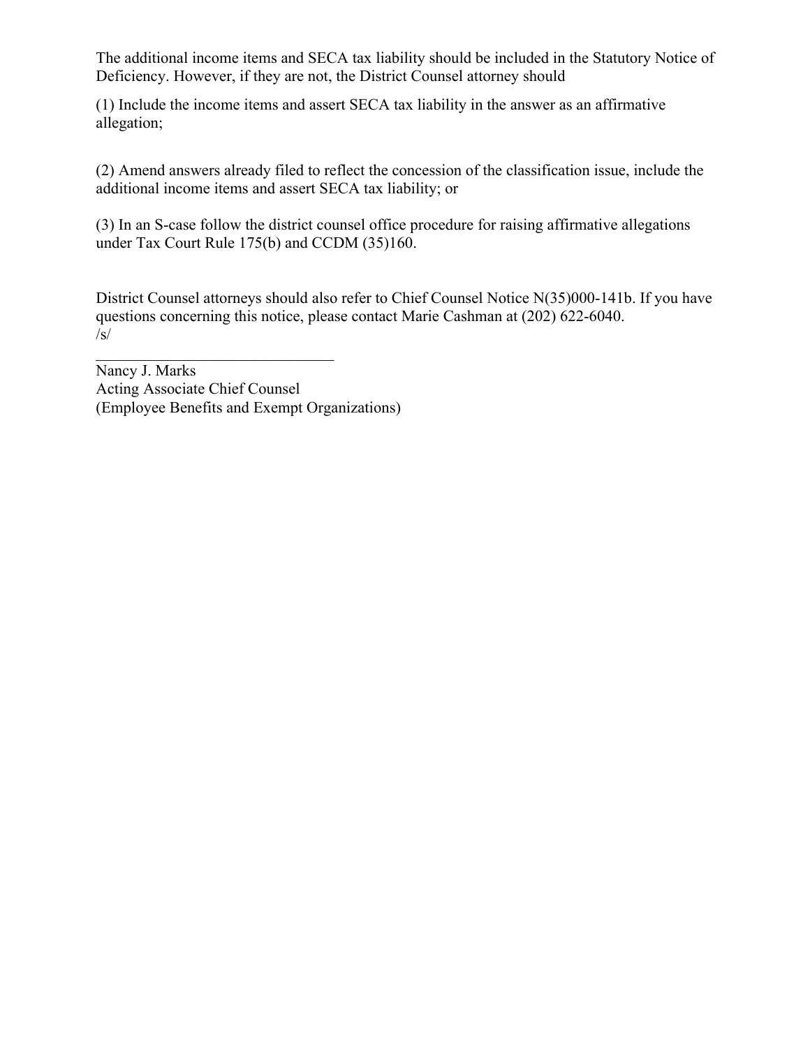The additional income items and SECA tax liability should be included in the Statutory Notice of Deficiency. However, if they are not, the District Counsel attorney should

(1) Include the income items and assert SECA tax liability in the answer as an affirmative allegation;

(2) Amend answers already filed to reflect the concession of the classification issue, include the additional income items and assert SECA tax liability; or

(3) In an S-case follow the district counsel office procedure for raising affirmative allegations under Tax Court Rule 175(b) and CCDM (35)160.

District Counsel attorneys should also refer to Chief Counsel Notice N(35)000-141b. If you have questions concerning this notice, please contact Marie Cashman at (202) 622-6040.
/s/

\_\_\_\_\_\_\_\_\_\_\_\_\_\_\_\_\_\_\_\_\_\_\_\_\_\_\_\_\_\_\_\_

Nancy J. Marks
Acting Associate Chief Counsel
(Employee Benefits and Exempt Organizations)